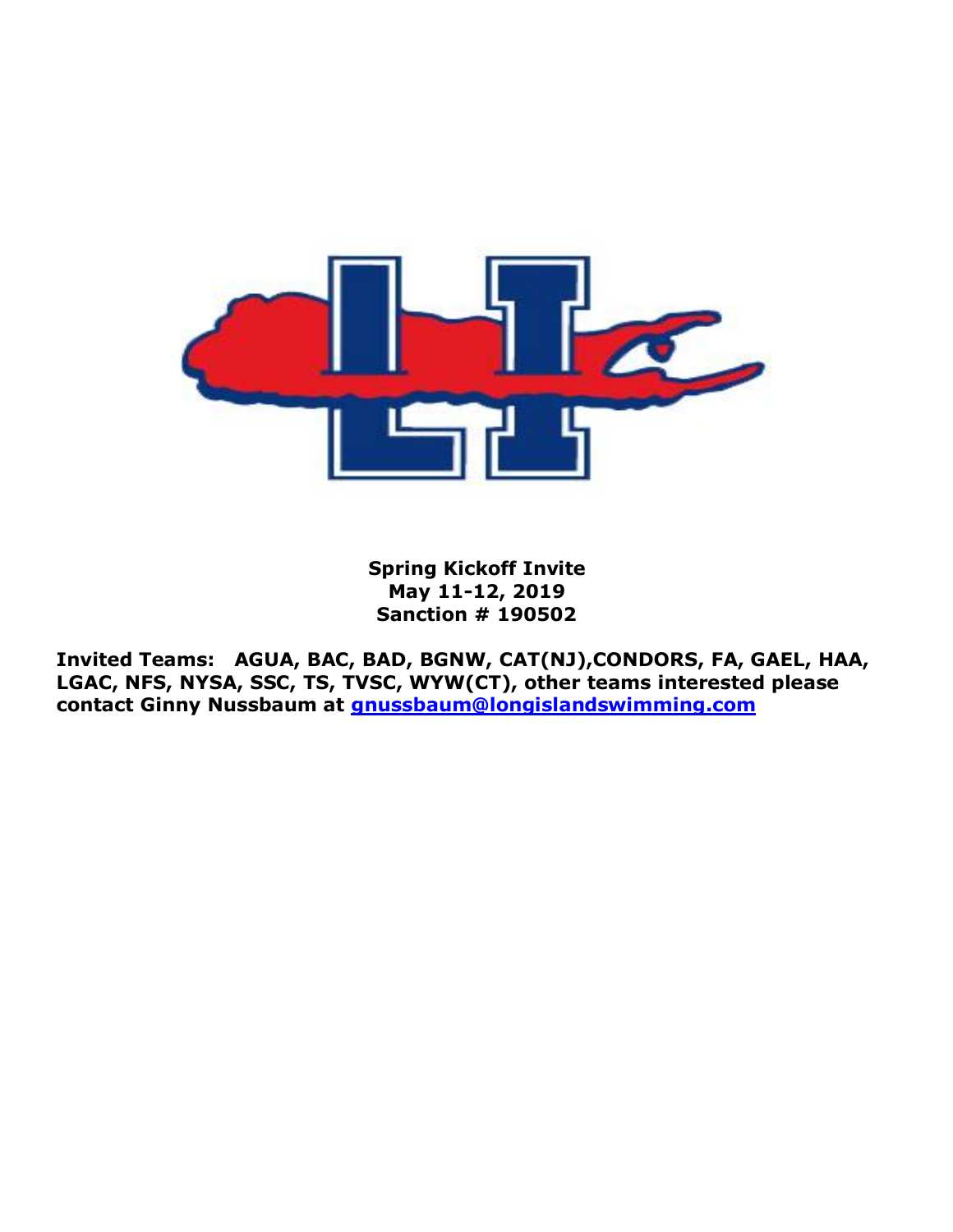**Spring Kickoff Invite**
**May 11-12, 2019**
**Sanction # 190502**

**Invited Teams: AGUA, BAC, BAD, BGNW, CAT(NJ),CONDORS, FA, GAEL, HAA, LGAC, NFS, NYSA, SSC, TS, TVSC, WYW(CT), other teams interested please contact Ginny Nussbaum at gnussbaum@longislandswimming.com**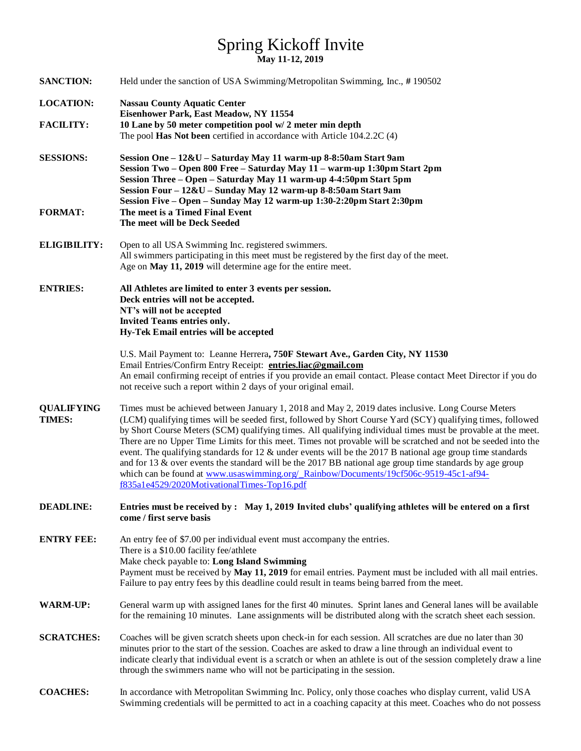# Spring Kickoff Invite

**May 11-12, 2019**

**SANCTION:** Held under the sanction of USA Swimming/Metropolitan Swimming, Inc., # 190502

**LOCATION:** **Nassau County Aquatic Center**
**Eisenhower Park, East Meadow, NY 11554**

**FACILITY:** **10 Lane by 50 meter competition pool w/ 2 meter min depth**
The pool **Has Not been** certified in accordance with Article 104.2.2C (4)

**SESSIONS:** **Session One – 12&U – Saturday May 11 warm-up 8-8:50am Start 9am**
**Session Two – Open 800 Free – Saturday May 11 – warm-up 1:30pm Start 2pm**
**Session Three – Open – Saturday May 11 warm-up 4-4:50pm Start 5pm**
**Session Four – 12&U – Sunday May 12 warm-up 8-8:50am Start 9am**
**Session Five – Open – Sunday May 12 warm-up 1:30-2:20pm Start 2:30pm**

**FORMAT:** **The meet is a Timed Final Event**
**The meet will be Deck Seeded**

**ELIGIBILITY:** Open to all USA Swimming Inc. registered swimmers.
All swimmers participating in this meet must be registered by the first day of the meet.
Age on **May 11, 2019** will determine age for the entire meet.

**ENTRIES:** **All Athletes are limited to enter 3 events per session.**
**Deck entries will not be accepted.**
**NT's will not be accepted**
**Invited Teams entries only.**
**Hy-Tek Email entries will be accepted**

U.S. Mail Payment to: Leanne Herrera**, 750F Stewart Ave., Garden City, NY 11530**
Email Entries/Confirm Entry Receipt: **entries.liac@gmail.com**
An email confirming receipt of entries if you provide an email contact. Please contact Meet Director if you do not receive such a report within 2 days of your original email.

**QUALIFYING TIMES:** Times must be achieved between January 1, 2018 and May 2, 2019 dates inclusive. Long Course Meters (LCM) qualifying times will be seeded first, followed by Short Course Yard (SCY) qualifying times, followed by Short Course Meters (SCM) qualifying times. All qualifying individual times must be provable at the meet. There are no Upper Time Limits for this meet. Times not provable will be scratched and not be seeded into the event. The qualifying standards for 12 & under events will be the 2017 B national age group time standards and for 13 & over events the standard will be the 2017 BB national age group time standards by age group which can be found at www.usaswimming.org/_Rainbow/Documents/19cf506c-9519-45c1-af94-f835a1e4529/2020MotivationalTimes-Top16.pdf

**DEADLINE:** **Entries must be received by : May 1, 2019 Invited clubs' qualifying athletes will be entered on a first come / first serve basis**

**ENTRY FEE:** An entry fee of $7.00 per individual event must accompany the entries.
There is a $10.00 facility fee/athlete
Make check payable to: **Long Island Swimming**
Payment must be received by **May 11, 2019** for email entries. Payment must be included with all mail entries. Failure to pay entry fees by this deadline could result in teams being barred from the meet.

**WARM-UP:** General warm up with assigned lanes for the first 40 minutes. Sprint lanes and General lanes will be available for the remaining 10 minutes. Lane assignments will be distributed along with the scratch sheet each session.

**SCRATCHES:** Coaches will be given scratch sheets upon check-in for each session. All scratches are due no later than 30 minutes prior to the start of the session. Coaches are asked to draw a line through an individual event to indicate clearly that individual event is a scratch or when an athlete is out of the session completely draw a line through the swimmers name who will not be participating in the session.

**COACHES:** In accordance with Metropolitan Swimming Inc. Policy, only those coaches who display current, valid USA Swimming credentials will be permitted to act in a coaching capacity at this meet. Coaches who do not possess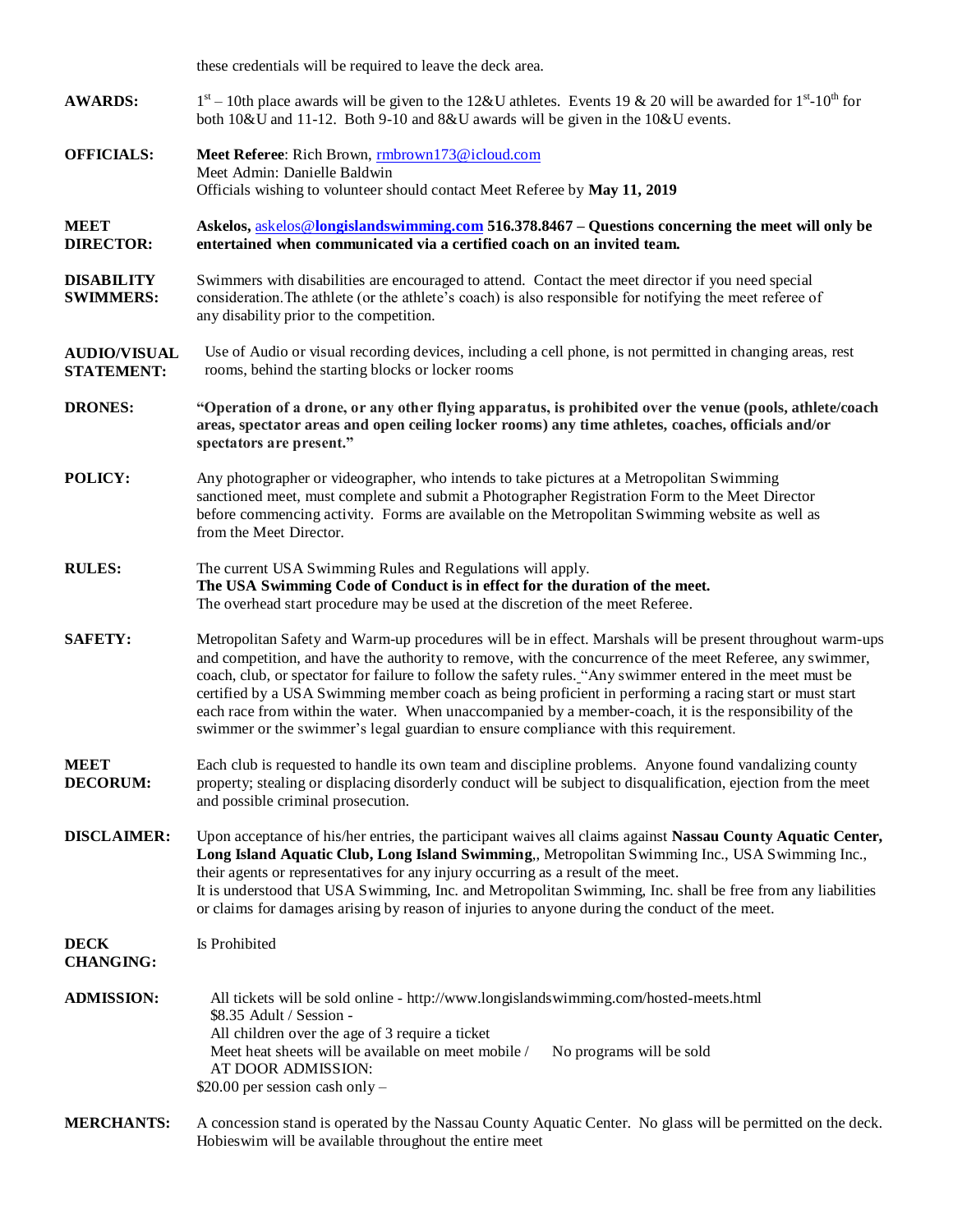these credentials will be required to leave the deck area.

**AWARDS:** 1st – 10th place awards will be given to the 12&U athletes. Events 19 & 20 will be awarded for 1st-10th for both 10&U and 11-12. Both 9-10 and 8&U awards will be given in the 10&U events.

**OFFICIALS:** **Meet Referee**: Rich Brown, rmbrown173@icloud.com
Meet Admin: Danielle Baldwin
Officials wishing to volunteer should contact Meet Referee by **May 11, 2019**

**MEET DIRECTOR:** **Askelos, askelos@longislandswimming.com 516.378.8467 – Questions concerning the meet will only be entertained when communicated via a certified coach on an invited team.**

**DISABILITY SWIMMERS:** Swimmers with disabilities are encouraged to attend. Contact the meet director if you need special consideration.The athlete (or the athlete's coach) is also responsible for notifying the meet referee of any disability prior to the competition.

**AUDIO/VISUAL STATEMENT:** Use of Audio or visual recording devices, including a cell phone, is not permitted in changing areas, rest rooms, behind the starting blocks or locker rooms

**DRONES:** **"Operation of a drone, or any other flying apparatus, is prohibited over the venue (pools, athlete/coach areas, spectator areas and open ceiling locker rooms) any time athletes, coaches, officials and/or spectators are present."**

**POLICY:** Any photographer or videographer, who intends to take pictures at a Metropolitan Swimming sanctioned meet, must complete and submit a Photographer Registration Form to the Meet Director before commencing activity. Forms are available on the Metropolitan Swimming website as well as from the Meet Director.

**RULES:** The current USA Swimming Rules and Regulations will apply.
**The USA Swimming Code of Conduct is in effect for the duration of the meet.**
The overhead start procedure may be used at the discretion of the meet Referee.

**SAFETY:** Metropolitan Safety and Warm-up procedures will be in effect. Marshals will be present throughout warm-ups and competition, and have the authority to remove, with the concurrence of the meet Referee, any swimmer, coach, club, or spectator for failure to follow the safety rules. "Any swimmer entered in the meet must be certified by a USA Swimming member coach as being proficient in performing a racing start or must start each race from within the water. When unaccompanied by a member-coach, it is the responsibility of the swimmer or the swimmer's legal guardian to ensure compliance with this requirement.

**MEET DECORUM:** Each club is requested to handle its own team and discipline problems. Anyone found vandalizing county property; stealing or displacing disorderly conduct will be subject to disqualification, ejection from the meet and possible criminal prosecution.

**DISCLAIMER:** Upon acceptance of his/her entries, the participant waives all claims against **Nassau County Aquatic Center, Long Island Aquatic Club, Long Island Swimming**,, Metropolitan Swimming Inc., USA Swimming Inc., their agents or representatives for any injury occurring as a result of the meet.
It is understood that USA Swimming, Inc. and Metropolitan Swimming, Inc. shall be free from any liabilities or claims for damages arising by reason of injuries to anyone during the conduct of the meet.

**DECK CHANGING:** Is Prohibited

**ADMISSION:** All tickets will be sold online - http://www.longislandswimming.com/hosted-meets.html
$8.35 Adult / Session -
All children over the age of 3 require a ticket
Meet heat sheets will be available on meet mobile / No programs will be sold
AT DOOR ADMISSION:
$20.00 per session cash only –

**MERCHANTS:** A concession stand is operated by the Nassau County Aquatic Center. No glass will be permitted on the deck. Hobieswim will be available throughout the entire meet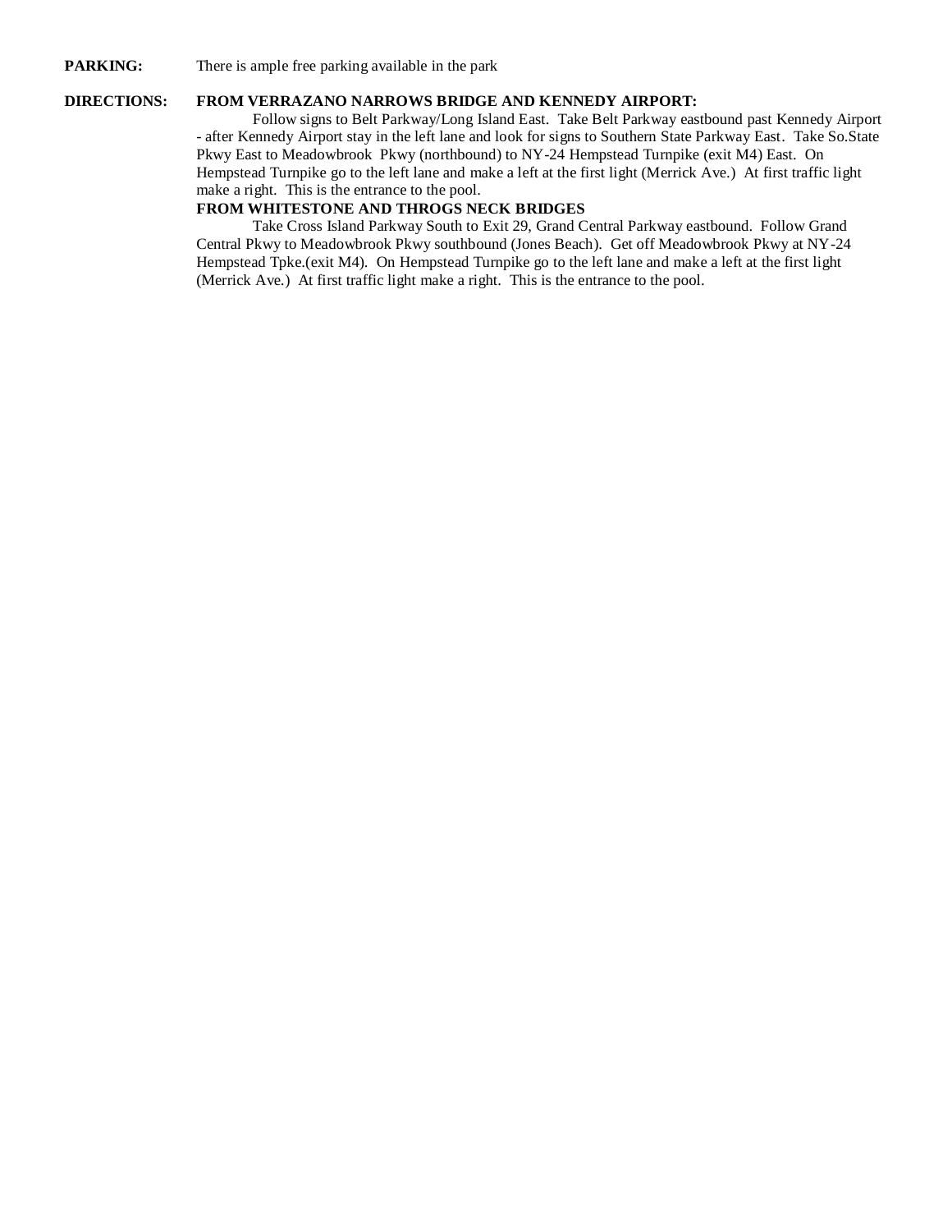**PARKING:** There is ample free parking available in the park

**DIRECTIONS:**

**FROM VERRAZANO NARROWS BRIDGE AND KENNEDY AIRPORT:**

Follow signs to Belt Parkway/Long Island East. Take Belt Parkway eastbound past Kennedy Airport - after Kennedy Airport stay in the left lane and look for signs to Southern State Parkway East. Take So.State Pkwy East to Meadowbrook Pkwy (northbound) to NY-24 Hempstead Turnpike (exit M4) East. On Hempstead Turnpike go to the left lane and make a left at the first light (Merrick Ave.) At first traffic light make a right. This is the entrance to the pool.

**FROM WHITESTONE AND THROGS NECK BRIDGES**

Take Cross Island Parkway South to Exit 29, Grand Central Parkway eastbound. Follow Grand Central Pkwy to Meadowbrook Pkwy southbound (Jones Beach). Get off Meadowbrook Pkwy at NY-24 Hempstead Tpke.(exit M4). On Hempstead Turnpike go to the left lane and make a left at the first light (Merrick Ave.) At first traffic light make a right. This is the entrance to the pool.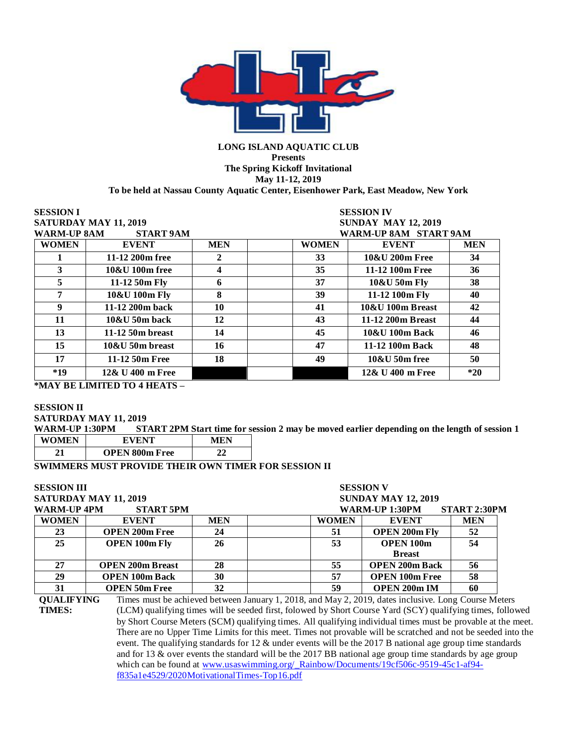**LONG ISLAND AQUATIC CLUB**
**Presents**
**The Spring Kickoff Invitational**
**May 11-12, 2019**
**To be held at Nassau County Aquatic Center, Eisenhower Park, East Meadow, New York**

**SESSION I**
**SATURDAY MAY 11, 2019**
**WARM-UP 8AM START 9AM**

| WOMEN | EVENT | MEN |
|---|---|---|
| 1 | 11-12 200m free | 2 |
| 3 | 10&U 100m free | 4 |
| 5 | 11-12 50m Fly | 6 |
| 7 | 10&U 100m Fly | 8 |
| 9 | 11-12 200m back | 10 |
| 11 | 10&U 50m back | 12 |
| 13 | 11-12 50m breast | 14 |
| 15 | 10&U 50m breast | 16 |
| 17 | 11-12 50m Free | 18 |
| *19 | 12& U 400 m Free | |

**SESSION IV**
**SUNDAY MAY 12, 2019**
**WARM-UP 8AM START 9AM**

| WOMEN | EVENT | MEN |
|---|---|---|
| 33 | 10&U 200m Free | 34 |
| 35 | 11-12 100m Free | 36 |
| 37 | 10&U 50m Fly | 38 |
| 39 | 11-12 100m Fly | 40 |
| 41 | 10&U 100m Breast | 42 |
| 43 | 11-12 200m Breast | 44 |
| 45 | 10&U 100m Back | 46 |
| 47 | 11-12 100m Back | 48 |
| 49 | 10&U 50m free | 50 |
| | 12& U 400 m Free | *20 |

**\*MAY BE LIMITED TO 4 HEATS –**

**SESSION II**
**SATURDAY MAY 11, 2019**
**WARM-UP 1:30PM START 2PM Start time for session 2 may be moved earlier depending on the length of session 1**

| WOMEN | EVENT | MEN |
|---|---|---|
| 21 | OPEN 800m Free | 22 |

**SWIMMERS MUST PROVIDE THEIR OWN TIMER FOR SESSION II**

**SESSION III**
**SATURDAY MAY 11, 2019**
**WARM-UP 4PM START 5PM**

| WOMEN | EVENT | MEN |
|---|---|---|
| 23 | OPEN 200m Free | 24 |
| 25 | OPEN 100m Fly | 26 |
| 27 | OPEN 200m Breast | 28 |
| 29 | OPEN 100m Back | 30 |
| 31 | OPEN 50m Free | 32 |

**SESSION V**
**SUNDAY MAY 12, 2019**
**WARM-UP 1:30PM START 2:30PM**

| WOMEN | EVENT | MEN |
|---|---|---|
| 51 | OPEN 200m Fly | 52 |
| 53 | OPEN 100m Breast | 54 |
| 55 | OPEN 200m Back | 56 |
| 57 | OPEN 100m Free | 58 |
| 59 | OPEN 200m IM | 60 |

**QUALIFYING TIMES:** Times must be achieved between January 1, 2018, and May 2, 2019, dates inclusive. Long Course Meters (LCM) qualifying times will be seeded first, folowed by Short Course Yard (SCY) qualifying times, followed by Short Course Meters (SCM) qualifying times. All qualifying individual times must be provable at the meet. There are no Upper Time Limits for this meet. Times not provable will be scratched and not be seeded into the event. The qualifying standards for 12 & under events will be the 2017 B national age group time standards and for 13 & over events the standard will be the 2017 BB national age group time standards by age group which can be found at www.usaswimming.org/_Rainbow/Documents/19cf506c-9519-45c1-af94-f835a1e4529/2020MotivationalTimes-Top16.pdf